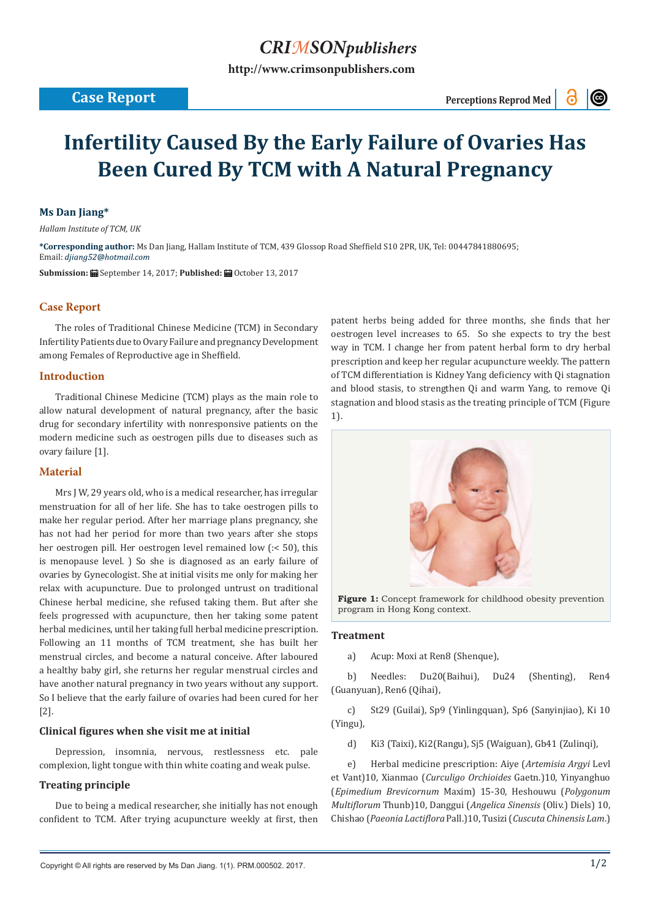# Infertility Caused By the Early Failure of Ovaries Has Been Cured By TCM with A Natural Pregnancy

**Ms Dan Jiang***

*Hallam Institute of TCM, UK*

***Corresponding author:** Ms Dan Jiang, Hallam Institute of TCM, 439 Glossop Road Sheffield S10 2PR, UK, Tel: 00447841880695; Email: *djiang52@hotmail.com*

**Submission:** September 14, 2017; **Published:** October 13, 2017

## Case Report

The roles of Traditional Chinese Medicine (TCM) in Secondary Infertility Patients due to Ovary Failure and pregnancy Development among Females of Reproductive age in Sheffield.

## Introduction

Traditional Chinese Medicine (TCM) plays as the main role to allow natural development of natural pregnancy, after the basic drug for secondary infertility with nonresponsive patients on the modern medicine such as oestrogen pills due to diseases such as ovary failure [1].

## Material

Mrs J W, 29 years old, who is a medical researcher, has irregular menstruation for all of her life. She has to take oestrogen pills to make her regular period. After her marriage plans pregnancy, she has not had her period for more than two years after she stops her oestrogen pill. Her oestrogen level remained low (:< 50), this is menopause level. ) So she is diagnosed as an early failure of ovaries by Gynecologist. She at initial visits me only for making her relax with acupuncture. Due to prolonged untrust on traditional Chinese herbal medicine, she refused taking them. But after she feels progressed with acupuncture, then her taking some patent herbal medicines, until her taking full herbal medicine prescription. Following an 11 months of TCM treatment, she has built her menstrual circles, and become a natural conceive. After laboured a healthy baby girl, she returns her regular menstrual circles and have another natural pregnancy in two years without any support. So I believe that the early failure of ovaries had been cured for her [2].

### Clinical figures when she visit me at initial

Depression, insomnia, nervous, restlessness etc. pale complexion, light tongue with thin white coating and weak pulse.

### Treating principle

Due to being a medical researcher, she initially has not enough confident to TCM. After trying acupuncture weekly at first, then patent herbs being added for three months, she finds that her oestrogen level increases to 65. So she expects to try the best way in TCM. I change her from patent herbal form to dry herbal prescription and keep her regular acupuncture weekly. The pattern of TCM differentiation is Kidney Yang deficiency with Qi stagnation and blood stasis, to strengthen Qi and warm Yang, to remove Qi stagnation and blood stasis as the treating principle of TCM (Figure 1).

**Figure 1:** Concept framework for childhood obesity prevention program in Hong Kong context.

### Treatment

a) Acup: Moxi at Ren8 (Shenque),

b) Needles: Du20(Baihui), Du24 (Shenting), Ren4 (Guanyuan), Ren6 (Qihai),

c) St29 (Guilai), Sp9 (Yinlingquan), Sp6 (Sanyinjiao), Ki 10 (Yingu),

d) Ki3 (Taixi), Ki2(Rangu), Sj5 (Waiguan), Gb41 (Zulinqi),

e) Herbal medicine prescription: Aiye (*Artemisia Argyi* Levl et Vant)10, Xianmao (*Curculigo Orchioides* Gaetn.)10, Yinyanghuo (*Epimedium Brevicornum* Maxim) 15-30, Heshouwu (*Polygonum Multiflorum* Thunb)10, Danggui (*Angelica Sinensis* (Oliv.) Diels) 10, Chishao (*Paeonia Lactiflora* Pall.)10, Tusizi (*Cuscuta Chinensis Lam.*)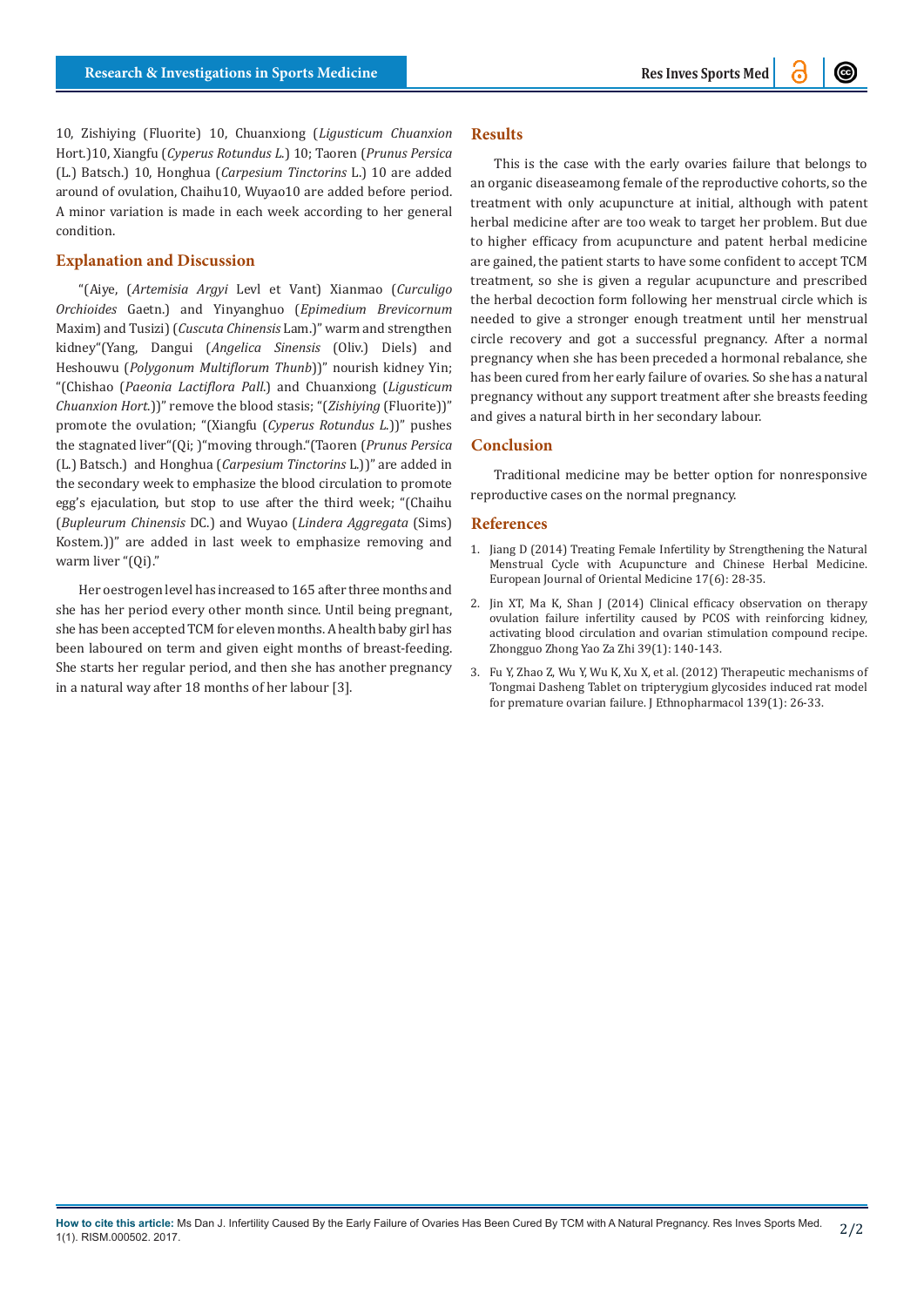10, Zishiying (Fluorite) 10, Chuanxiong (*Ligusticum Chuanxion* Hort.)10, Xiangfu (*Cyperus Rotundus L.*) 10; Taoren (*Prunus Persica* (L.) Batsch.) 10, Honghua (*Carpesium Tinctorins* L.) 10 are added around of ovulation, Chaihu10, Wuyao10 are added before period. A minor variation is made in each week according to her general condition.

## Explanation and Discussion

"(Aiye, (*Artemisia Argyi* Levl et Vant) Xianmao (*Curculigo Orchioides* Gaetn.) and Yinyanghuo (*Epimedium Brevicornum* Maxim) and Tusizi) (*Cuscuta Chinensis* Lam.)" warm and strengthen kidney"(Yang, Dangui (*Angelica Sinensis* (Oliv.) Diels) and Heshouwu (*Polygonum Multiflorum Thunb*))" nourish kidney Yin; "(Chishao (*Paeonia Lactiflora Pall.*) and Chuanxiong (*Ligusticum Chuanxion Hort.*))" remove the blood stasis; "(*Zishiying* (Fluorite))" promote the ovulation; "(Xiangfu (*Cyperus Rotundus L.*))" pushes the stagnated liver"(Qi; )"moving through."(Taoren (*Prunus Persica* (L.) Batsch.) and Honghua (*Carpesium Tinctorins* L.))" are added in the secondary week to emphasize the blood circulation to promote egg's ejaculation, but stop to use after the third week; "(Chaihu (*Bupleurum Chinensis* DC.) and Wuyao (*Lindera Aggregata* (Sims) Kostem.))" are added in last week to emphasize removing and warm liver "(Qi)."

Her oestrogen level has increased to 165 after three months and she has her period every other month since. Until being pregnant, she has been accepted TCM for eleven months. A health baby girl has been laboured on term and given eight months of breast-feeding. She starts her regular period, and then she has another pregnancy in a natural way after 18 months of her labour [3].

## Results

This is the case with the early ovaries failure that belongs to an organic diseaseamong female of the reproductive cohorts, so the treatment with only acupuncture at initial, although with patent herbal medicine after are too weak to target her problem. But due to higher efficacy from acupuncture and patent herbal medicine are gained, the patient starts to have some confident to accept TCM treatment, so she is given a regular acupuncture and prescribed the herbal decoction form following her menstrual circle which is needed to give a stronger enough treatment until her menstrual circle recovery and got a successful pregnancy. After a normal pregnancy when she has been preceded a hormonal rebalance, she has been cured from her early failure of ovaries. So she has a natural pregnancy without any support treatment after she breasts feeding and gives a natural birth in her secondary labour.

## Conclusion

Traditional medicine may be better option for nonresponsive reproductive cases on the normal pregnancy.

## References

1. Jiang D (2014) Treating Female Infertility by Strengthening the Natural Menstrual Cycle with Acupuncture and Chinese Herbal Medicine. European Journal of Oriental Medicine 17(6): 28-35.
2. Jin XT, Ma K, Shan J (2014) Clinical efficacy observation on therapy ovulation failure infertility caused by PCOS with reinforcing kidney, activating blood circulation and ovarian stimulation compound recipe. Zhongguo Zhong Yao Za Zhi 39(1): 140-143.
3. Fu Y, Zhao Z, Wu Y, Wu K, Xu X, et al. (2012) Therapeutic mechanisms of Tongmai Dasheng Tablet on tripterygium glycosides induced rat model for premature ovarian failure. J Ethnopharmacol 139(1): 26-33.

**How to cite this article:** Ms Dan J. Infertility Caused By the Early Failure of Ovaries Has Been Cured By TCM with A Natural Pregnancy. Res Inves Sports Med. 1(1). RISM.000502. 2017.